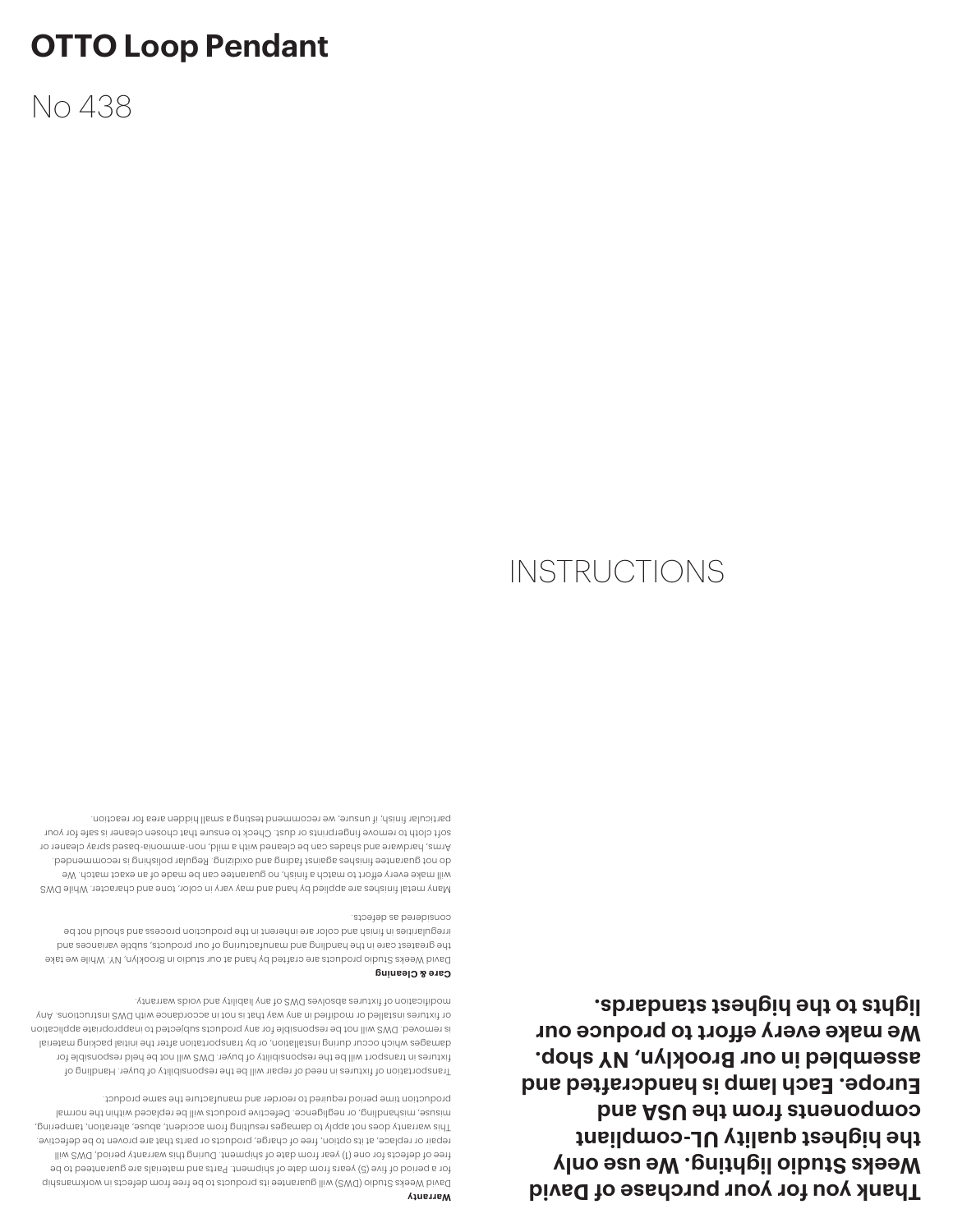# OTTO Loop Pendant

No 438

INSTRUCTIONS

**Thank you for your purchase of David Weeks Studio lighting. We use only the highest quality UL-compliant components from the USA and Europe. Each lamp is handcrafted and assembled in our Brooklyn, NY shop. We make every effort to produce our lights to the highest standards.**

**Warranty**

David Weeks Studio (DWS) will guarantee its products to be free from defects in workmanship for a period of five (5) years from date of shipment. Parts and materials are guaranteed to be free of defects for one (1) year from date of shipment. During this warranty period, DWS will repair or replace, at its option, free of charge, products or parts that are proven to be defective. This warranty does not apply to damages resulting from accident, abuse, alteration, tampering, misuse, mishandling, or negligence. Defective products will be replaced within the normal production time period required to reorder and manufacture the same product.

Transportation of fixtures in need of repair will be the responsibility of buyer. Handling of fixtures in transport will be the responsibility of buyer. DWS will not be held responsible for damages which occur during installation, or by transportation after the initial packing material is removed. DWS will not be responsible for any products subjected to inappropriate application or fixtures installed or modified in any way that is not in accordance with DWS instructions. Any modification of fixtures absolves DWS of any liability and voids warranty.

**Care & Cleaning**

David Weeks Studio products are crafted by hand at our studio in Brooklyn, NY. While we take the greatest care in the handling and manufacturing of our products, subtle variances and irregularities in finish and color are inherent in the production process and should not be considered as defects.

Many metal finishes are applied by hand and may vary in color, tone and character. While DWS will make every effort to match a finish, no guarantee can be made of an exact match. We do not guarantee finishes against fading and oxidizing. Regular polishing is recommended. Arms, hardware and shades can be cleaned with a mild, non-ammonia-based spray cleaner or soft cloth to remove fingerprints or dust. Check to ensure that chosen cleaner is safe for your particular finish; if unsure, we recommend testing a small hidden area for reaction.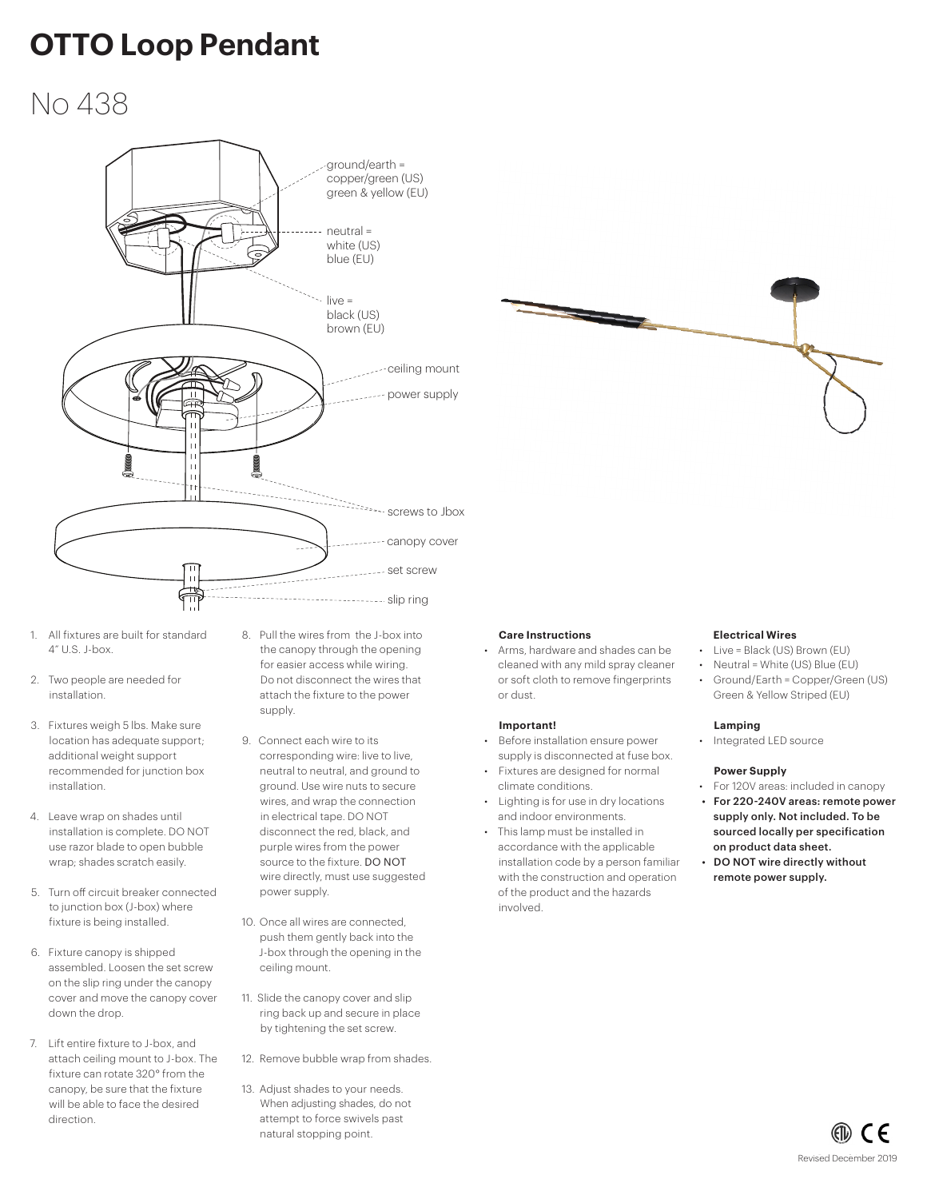# OTTO Loop Pendant

## No 438

ground/earth = copper/green (US) green & yellow (EU)

neutral = white (US) blue (EU)

live = black (US) brown (EU)

ceiling mount

power supply

screws to Jbox

canopy cover

set screw

slip ring

1. All fixtures are built for standard 4" U.S. J-box.
2. Two people are needed for installation.
3. Fixtures weigh 5 lbs. Make sure location has adequate support; additional weight support recommended for junction box installation.
4. Leave wrap on shades until installation is complete. DO NOT use razor blade to open bubble wrap; shades scratch easily.
5. Turn off circuit breaker connected to junction box (J-box) where fixture is being installed.
6. Fixture canopy is shipped assembled. Loosen the set screw on the slip ring under the canopy cover and move the canopy cover down the drop.
7. Lift entire fixture to J-box, and attach ceiling mount to J-box. The fixture can rotate 320° from the canopy, be sure that the fixture will be able to face the desired direction.
8. Pull the wires from the J-box into the canopy through the opening for easier access while wiring. Do not disconnect the wires that attach the fixture to the power supply.
9. Connect each wire to its corresponding wire: live to live, neutral to neutral, and ground to ground. Use wire nuts to secure wires, and wrap the connection in electrical tape. DO NOT disconnect the red, black, and purple wires from the power source to the fixture. DO NOT wire directly, must use suggested power supply.
10. Once all wires are connected, push them gently back into the J-box through the opening in the ceiling mount.
11. Slide the canopy cover and slip ring back up and secure in place by tightening the set screw.
12. Remove bubble wrap from shades.
13. Adjust shades to your needs. When adjusting shades, do not attempt to force swivels past natural stopping point.

**Care Instructions**

- Arms, hardware and shades can be cleaned with any mild spray cleaner or soft cloth to remove fingerprints or dust.

**Important!**

- Before installation ensure power supply is disconnected at fuse box.
- Fixtures are designed for normal climate conditions.
- Lighting is for use in dry locations and indoor environments.
- This lamp must be installed in accordance with the applicable installation code by a person familiar with the construction and operation of the product and the hazards involved.

**Electrical Wires**

- Live = Black (US) Brown (EU)
- Neutral = White (US) Blue (EU)
- Ground/Earth = Copper/Green (US) Green & Yellow Striped (EU)

**Lamping**

- Integrated LED source

**Power Supply**

- For 120V areas: included in canopy
- **For 220-240V areas: remote power supply only. Not included. To be sourced locally per specification on product data sheet.**
- **DO NOT wire directly without remote power supply.**

Revised December 2019